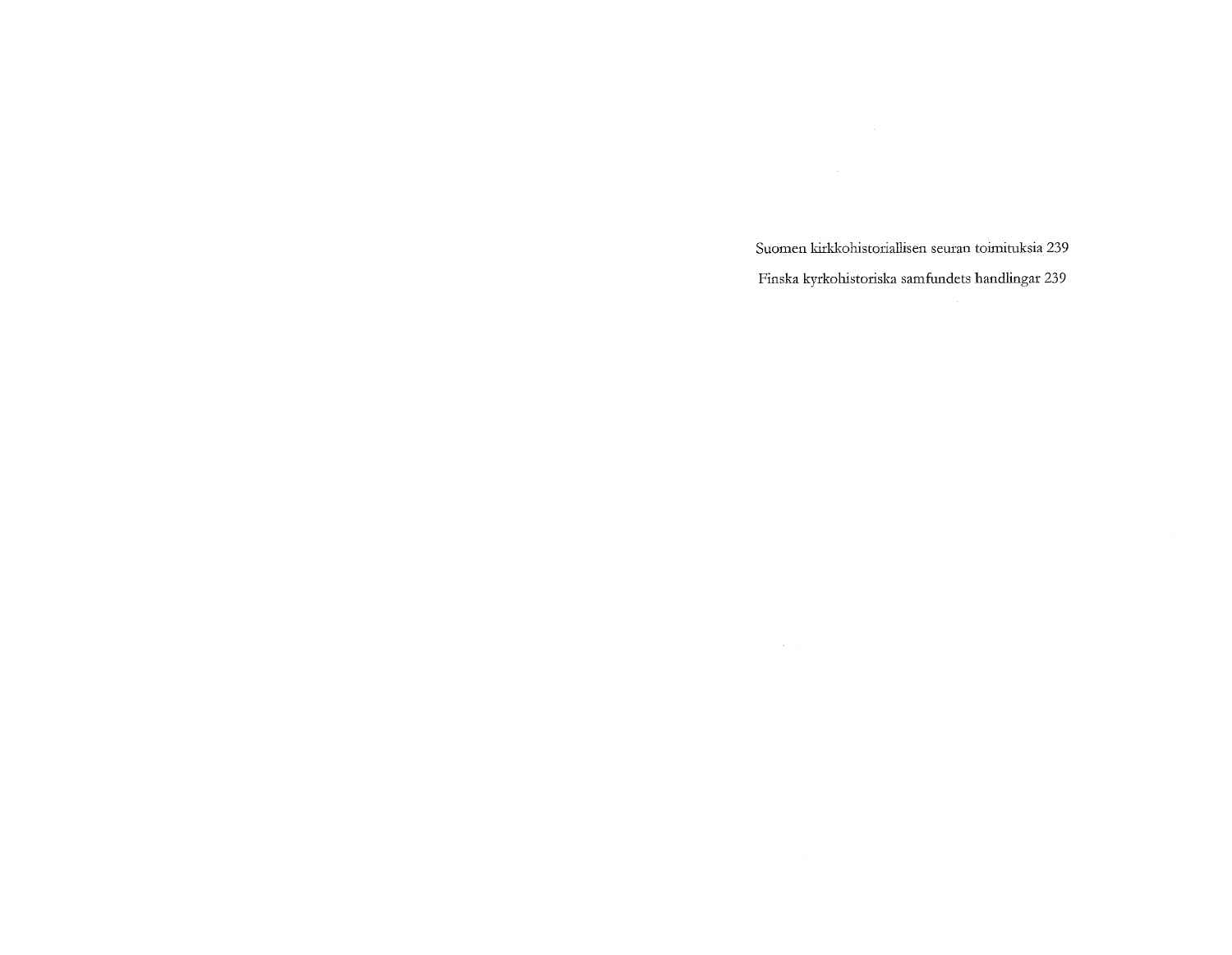Suomen kirkkohistoriallisen seuran toimituksia 239

Finska kyrkohistoriska samfundets handlingar 239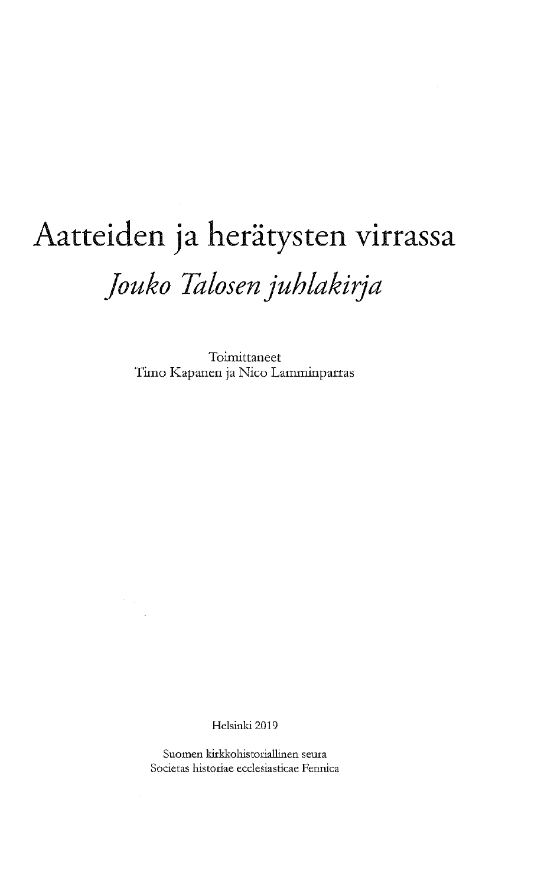# Aatteiden ja herätysten virrassa

## *Jouko Talosen juhlakirja*

Toimittaneet
Timo Kapanen ja Nico Lamminparras

Helsinki 2019

Suomen kirkkohistoriallinen seura
Societas historiae ecclesiasticae Fennica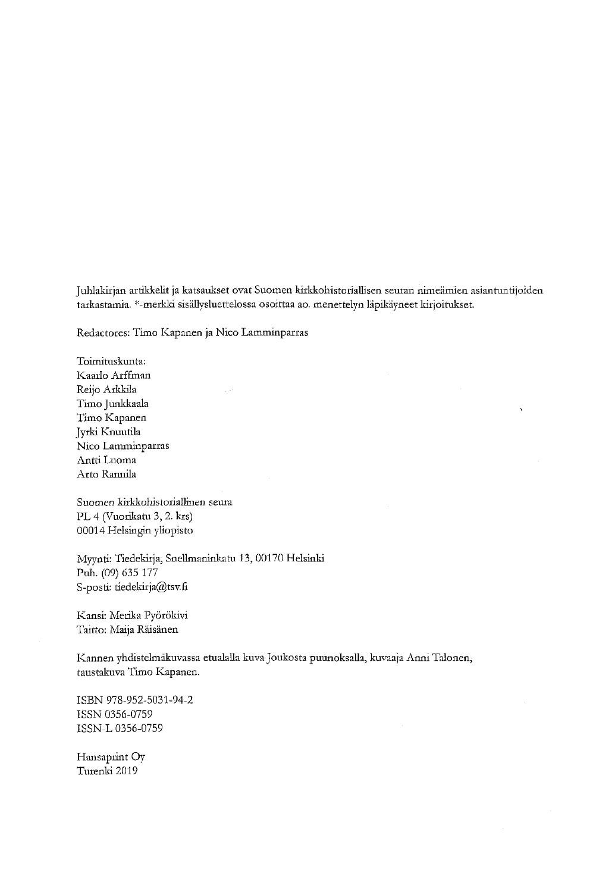Juhlakirjan artikkelit ja katsaukset ovat Suomen kirkkohistoriallisen seuran nimeämien asiantuntijoiden tarkastamia. *-merkki sisällysluettelossa osoittaa ao. menettelyn läpikäyneet kirjoitukset.

Redactores: Timo Kapanen ja Nico Lamminparras

Toimituskunta:
Kaarlo Arffman
Reijo Arkkila
Timo Junkkaala
Timo Kapanen
Jyrki Knuutila
Nico Lamminparras
Antti Luoma
Arto Rannila

Suomen kirkkohistoriallinen seura
PL 4 (Vuorikatu 3, 2. krs)
00014 Helsingin yliopisto

Myynti: Tiedekirja, Snellmaninkatu 13, 00170 Helsinki
Puh. (09) 635 177
S-posti: tiedekirja@tsv.fi

Kansi: Merika Pyörökivi
Taitto: Maija Räisänen

Kannen yhdistelmäkuvassa etualalla kuva Joukosta puunoksalla, kuvaaja Anni Talonen, taustakuva Timo Kapanen.

ISBN 978-952-5031-94-2
ISSN 0356-0759
ISSN-L 0356-0759

Hansaprint Oy
Turenki 2019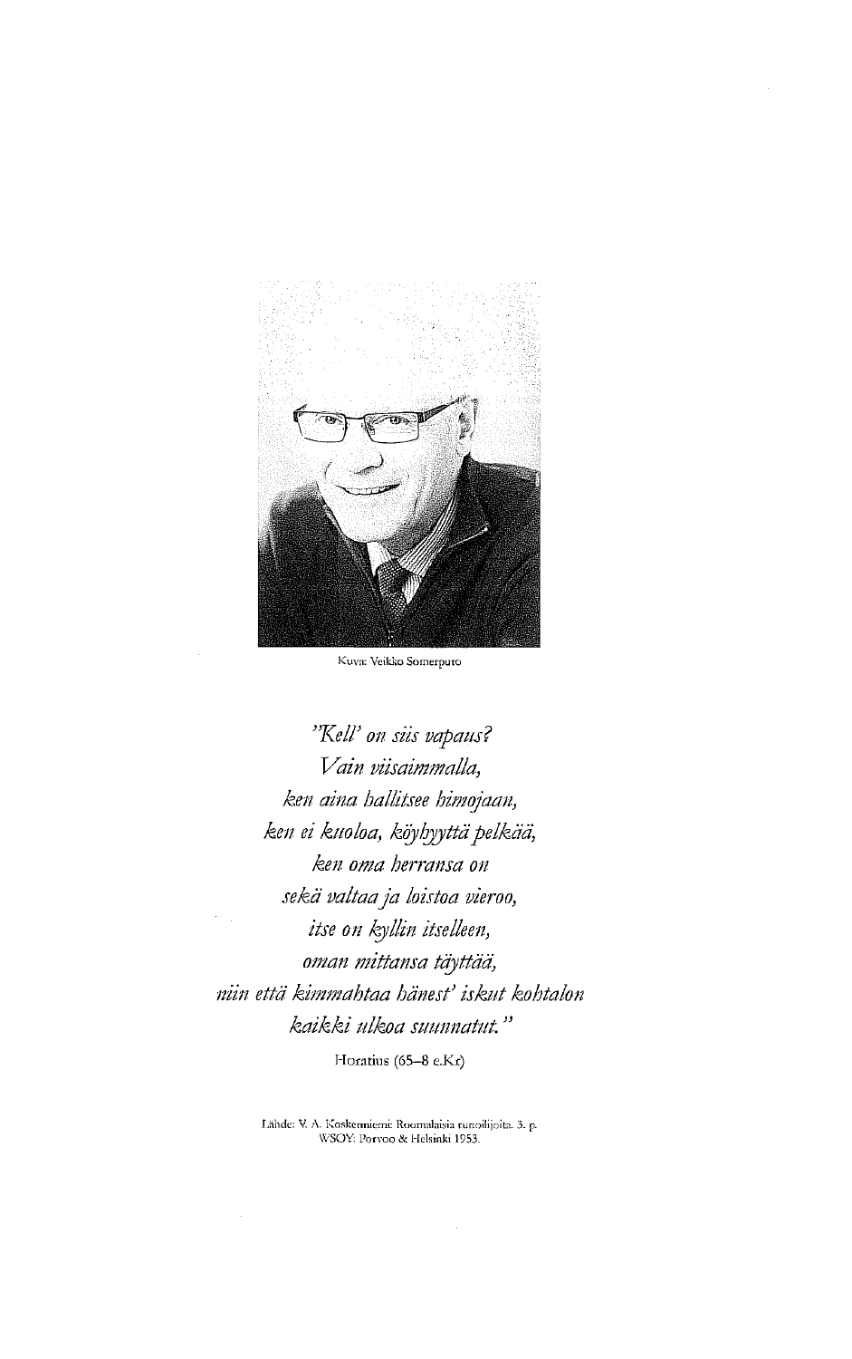Kuva: Veikko Somerpuro

*"Kell' on siis vapaus?*
*Vain viisaimmalla,*
*ken aina hallitsee himojaan,*
*ken ei kuoloa, köyhyyttä pelkää,*
*ken oma herransa on*
*sekä valtaa ja loistoa vieroo,*
*itse on kyllin itselleen,*
*oman mittansa täyttää,*
*niin että kimmahtaa hänest' iskut kohtalon*
*kaikki ulkoa suunnatut."*

Horatius (65–8 e.Kr)

Lähde: V. A. Koskenniemi: Roomalaisia runoilijoita. 3. p.
WSOY: Porvoo & Helsinki 1953.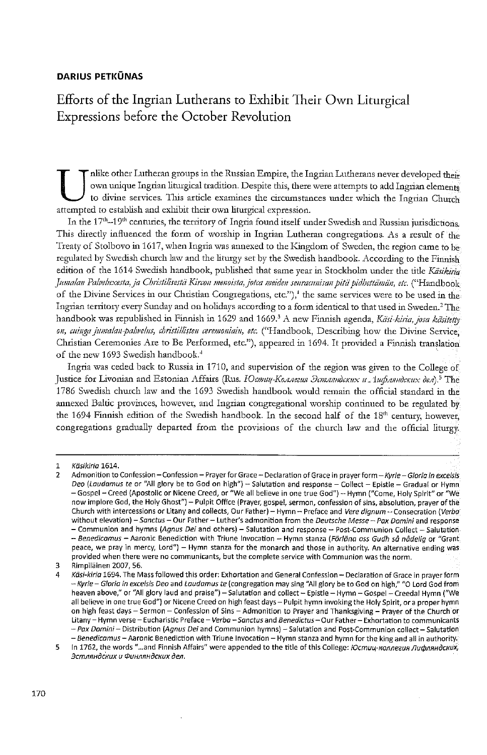**DARIUS PETKŪNAS**

# Efforts of the Ingrian Lutherans to Exhibit Their Own Liturgical Expressions before the October Revolution

Unlike other Lutheran groups in the Russian Empire, the Ingrian Lutherans never developed their own unique Ingrian liturgical tradition. Despite this, there were attempts to add Ingrian elements to divine services. This article examines the circumstances under which the Ingrian Church attempted to establish and exhibit their own liturgical expression.

In the 17th–19th centuries, the territory of Ingria found itself under Swedish and Russian jurisdictions. This directly influenced the form of worship in Ingrian Lutheran congregations. As a result of the Treaty of Stolbovo in 1617, when Ingria was annexed to the Kingdom of Sweden, the region came to be regulated by Swedish church law and the liturgy set by the Swedish handbook. According to the Finnish edition of the 1614 Swedish handbook, published that same year in Stockholm under the title *Käsikiria Jumalan Palveluxesta, ja Christilisestä Kircon menoista, jotca meiden seuracunnisan pitä pidhettämän, etc.* ("Handbook of the Divine Services in our Christian Congregations, etc."),[1] the same services were to be used in the Ingrian territory every Sunday and on holidays according to a form identical to that used in Sweden.[2] The handbook was republished in Finnish in 1629 and 1669.[3] A new Finnish agenda, *Käsi-kiria, josa käsitetty on, cuinga jumalan-palvelus, christillisten ceremoniain, etc.* ("Handbook, Describing how the Divine Service, Christian Ceremonies Are to Be Performed, etc."), appeared in 1694. It provided a Finnish translation of the new 1693 Swedish handbook.[4]

Ingria was ceded back to Russia in 1710, and supervision of the region was given to the College of Justice for Livonian and Estonian Affairs (Rus. *Юстиц-Коллегия Эстляндских и Лифляндских дел*).[5] The 1786 Swedish church law and the 1693 Swedish handbook would remain the official standard in the annexed Baltic provinces, however, and Ingrian congregational worship continued to be regulated by the 1694 Finnish edition of the Swedish handbook. In the second half of the 18th century, however, congregations gradually departed from the provisions of the church law and the official liturgy.

---

1 *Käsikiria* 1614.

2 Admonition to Confession – Confession – Prayer for Grace – Declaration of Grace in prayer form – *Kyrie* – *Gloria in excelsis Deo* (*Laudamus te* or "All glory be to God on high") – Salutation and response – Collect – Epistle – Gradual or Hymn – Gospel – Creed (Apostolic or Nicene Creed, or "We all believe in one true God") – Hymn ("Come, Holy Spirit" or "We now implore God, the Holy Ghost") – Pulpit Office (Prayer, gospel, sermon, confession of sins, absolution, prayer of the Church with intercessions or Litany and collects, Our Father) – Hymn – Preface and *Vere dignum* – Consecration (*Verba* without elevation) – *Sanctus* – Our Father – Luther's admonition from the *Deutsche Messe* – *Pax Domini* and response – Communion and hymns (*Agnus Dei* and others) – Salutation and response – Post-Communion Collect – Salutation – *Benedicamus* – Aaronic Benediction with Triune Invocation – Hymn stanza (*Förläna oss Gudh så nådelig* or "Grant peace, we pray in mercy, Lord") – Hymn stanza for the monarch and those in authority. An alternative ending was provided when there were no communicants, but the complete service with Communion was the norm.

3 Rimpiläinen 2007, 56.

4 *Käsi-kiria* 1694. The Mass followed this order: Exhortation and General Confession – Declaration of Grace in prayer form – *Kyrie* – *Gloria in excelsis Deo* and *Laudamus te* (congregation may sing "All glory be to God on high," "O Lord God from heaven above," or "All glory laud and praise") – Salutation and collect – Epistle – Hymn – Gospel – Creedal Hymn ("We all believe in one true God") or Nicene Creed on high feast days – Pulpit hymn invoking the Holy Spirit, or a proper hymn on high feast days – Sermon – Confession of Sins – Admonition to Prayer and Thanksgiving – Prayer of the Church or Litany – Hymn verse – Eucharistic Preface – *Verba* – *Sanctus* and *Benedictus* – Our Father – Exhortation to communicants – *Pax Domini* – Distribution (*Agnus Dei* and Communion hymns) – Salutation and Post-Communion collect – Salutation – *Benedicamus* – Aaronic Benediction with Triune Invocation – Hymn stanza and hymn for the king and all in authority.

5 In 1762, the words "...and Finnish Affairs" were appended to the title of this College: *Юстиц-коллегия Лифляндских, Эстляндских и Финляндских дел*.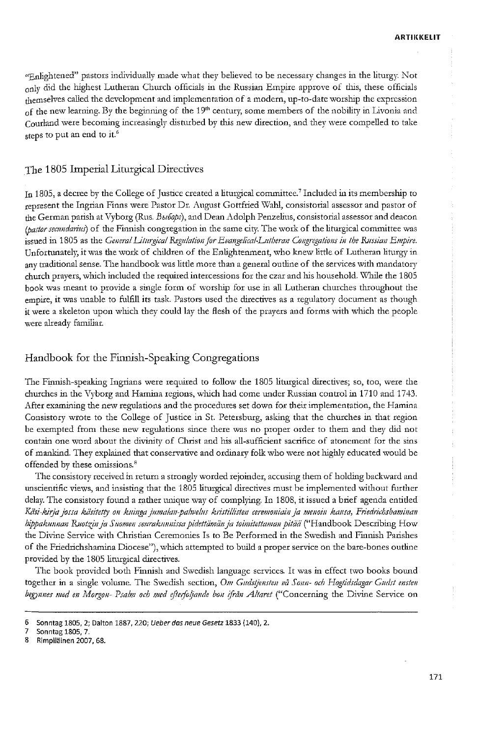"Enlightened" pastors individually made what they believed to be necessary changes in the liturgy. Not only did the highest Lutheran Church officials in the Russian Empire approve of this, these officials themselves called the development and implementation of a modern, up-to-date worship the expression of the new learning. By the beginning of the 19th century, some members of the nobility in Livonia and Courland were becoming increasingly disturbed by this new direction, and they were compelled to take steps to put an end to it.[6]

## The 1805 Imperial Liturgical Directives

In 1805, a decree by the College of Justice created a liturgical committee.[7] Included in its membership to represent the Ingrian Finns were Pastor Dr. August Gottfried Wahl, consistorial assessor and pastor of the German parish at Vyborg (Rus. *Выборг*), and Dean Adolph Penzelius, consistorial assessor and deacon (*pastor secundarius*) of the Finnish congregation in the same city. The work of the liturgical committee was issued in 1805 as the *General Liturgical Regulation for Evangelical-Lutheran Congregations in the Russian Empire.* Unfortunately, it was the work of children of the Enlightenment, who knew little of Lutheran liturgy in any traditional sense. The handbook was little more than a general outline of the services with mandatory church prayers, which included the required intercessions for the czar and his household. While the 1805 book was meant to provide a single form of worship for use in all Lutheran churches throughout the empire, it was unable to fulfill its task. Pastors used the directives as a regulatory document as though it were a skeleton upon which they could lay the flesh of the prayers and forms with which the people were already familiar.

## Handbook for the Finnish-Speaking Congregations

The Finnish-speaking Ingrians were required to follow the 1805 liturgical directives; so, too, were the churches in the Vyborg and Hamina regions, which had come under Russian control in 1710 and 1743. After examining the new regulations and the procedures set down for their implementation, the Hamina Consistory wrote to the College of Justice in St. Petersburg, asking that the churches in that region be exempted from these new regulations since there was no proper order to them and they did not contain one word about the divinity of Christ and his all-sufficient sacrifice of atonement for the sins of mankind. They explained that conservative and ordinary folk who were not highly educated would be offended by these omissions.[8]

The consistory received in return a strongly worded rejoinder, accusing them of holding backward and unscientific views, and insisting that the 1805 liturgical directives must be implemented without further delay. The consistory found a rather unique way of complying. In 1808, it issued a brief agenda entitled *Käsi-kirja jossa käsitetty on kuinga jumalan-palvelus kristillisten ceremoniain ja menoin kansa, Friedrichshaminan hippakunnan Ruotzin ja Suomen seurakunnissa pidettämän ja toimitettaman pitää* ("Handbook Describing How the Divine Service with Christian Ceremonies Is to Be Performed in the Swedish and Finnish Parishes of the Friedrichshamina Diocese"), which attempted to build a proper service on the bare-bones outline provided by the 1805 liturgical directives.

The book provided both Finnish and Swedish language services. It was in effect two books bound together in a single volume. The Swedish section, *Om Gudstjensten på Sonn- och Hogtidsdagar Gudst ensten begynnes med en Morgon- Psalm och med efterföljande bön ifrån Altaret* ("Concerning the Divine Service on

---

6 Sonntag 1805, 2; Dalton 1887, 220; *Ueber das neue Gesetz* 1833 (140), 2.

7 Sonntag 1805, 7.

8 Rimpiläinen 2007, 68.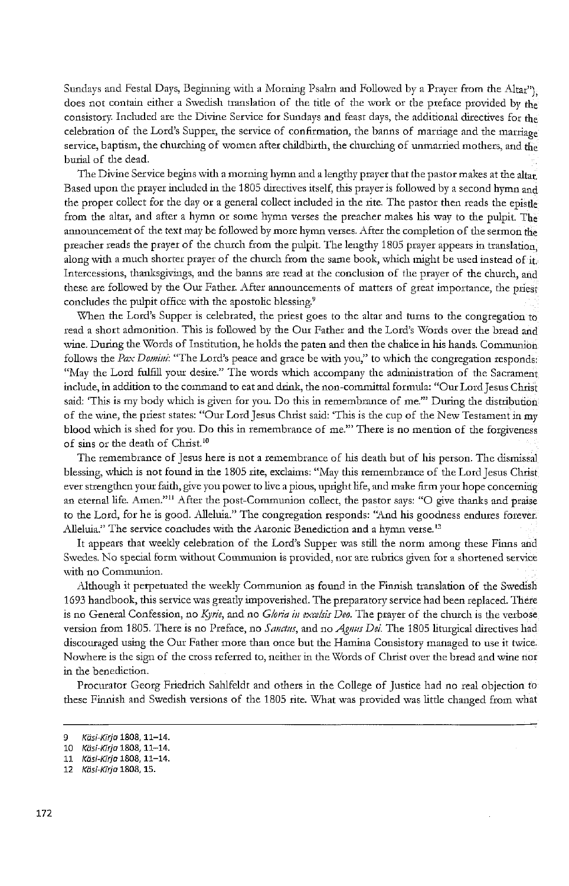Sundays and Festal Days, Beginning with a Morning Psalm and Followed by a Prayer from the Altar"), does not contain either a Swedish translation of the title of the work or the preface provided by the consistory. Included are the Divine Service for Sundays and feast days, the additional directives for the celebration of the Lord's Supper, the service of confirmation, the banns of marriage and the marriage service, baptism, the churching of women after childbirth, the churching of unmarried mothers, and the burial of the dead.

The Divine Service begins with a morning hymn and a lengthy prayer that the pastor makes at the altar. Based upon the prayer included in the 1805 directives itself, this prayer is followed by a second hymn and the proper collect for the day or a general collect included in the rite. The pastor then reads the epistle from the altar, and after a hymn or some hymn verses the preacher makes his way to the pulpit. The announcement of the text may be followed by more hymn verses. After the completion of the sermon the preacher reads the prayer of the church from the pulpit. The lengthy 1805 prayer appears in translation, along with a much shorter prayer of the church from the same book, which might be used instead of it. Intercessions, thanksgivings, and the banns are read at the conclusion of the prayer of the church, and these are followed by the Our Father. After announcements of matters of great importance, the priest concludes the pulpit office with the apostolic blessing.[9]

When the Lord's Supper is celebrated, the priest goes to the altar and turns to the congregation to read a short admonition. This is followed by the Our Father and the Lord's Words over the bread and wine. During the Words of Institution, he holds the paten and then the chalice in his hands. Communion follows the *Pax Domini*: "The Lord's peace and grace be with you," to which the congregation responds: "May the Lord fulfill your desire." The words which accompany the administration of the Sacrament include, in addition to the command to eat and drink, the non-committal formula: "Our Lord Jesus Christ said: 'This is my body which is given for you. Do this in remembrance of me.'" During the distribution of the wine, the priest states: "Our Lord Jesus Christ said: 'This is the cup of the New Testament in my blood which is shed for you. Do this in remembrance of me.'" There is no mention of the forgiveness of sins or the death of Christ.[10]

The remembrance of Jesus here is not a remembrance of his death but of his person. The dismissal blessing, which is not found in the 1805 rite, exclaims: "May this remembrance of the Lord Jesus Christ ever strengthen your faith, give you power to live a pious, upright life, and make firm your hope concerning an eternal life. Amen."[11] After the post-Communion collect, the pastor says: "O give thanks and praise to the Lord, for he is good. Alleluia." The congregation responds: "And his goodness endures forever. Alleluia." The service concludes with the Aaronic Benediction and a hymn verse.[12]

It appears that weekly celebration of the Lord's Supper was still the norm among these Finns and Swedes. No special form without Communion is provided, nor are rubrics given for a shortened service with no Communion.

Although it perpetuated the weekly Communion as found in the Finnish translation of the Swedish 1693 handbook, this service was greatly impoverished. The preparatory service had been replaced. There is no General Confession, no *Kyrie*, and no *Gloria in excelsis Deo*. The prayer of the church is the verbose version from 1805. There is no Preface, no *Sanctus*, and no *Agnus Dei*. The 1805 liturgical directives had discouraged using the Our Father more than once but the Hamina Consistory managed to use it twice. Nowhere is the sign of the cross referred to, neither in the Words of Christ over the bread and wine nor in the benediction.

Procurator Georg Friedrich Sahlfeldt and others in the College of Justice had no real objection to these Finnish and Swedish versions of the 1805 rite. What was provided was little changed from what

---

9 *Käsi-Kirja* 1808, 11–14.
10 *Käsi-Kirja* 1808, 11–14.
11 *Käsi-Kirja* 1808, 11–14.
12 *Käsi-Kirja* 1808, 15.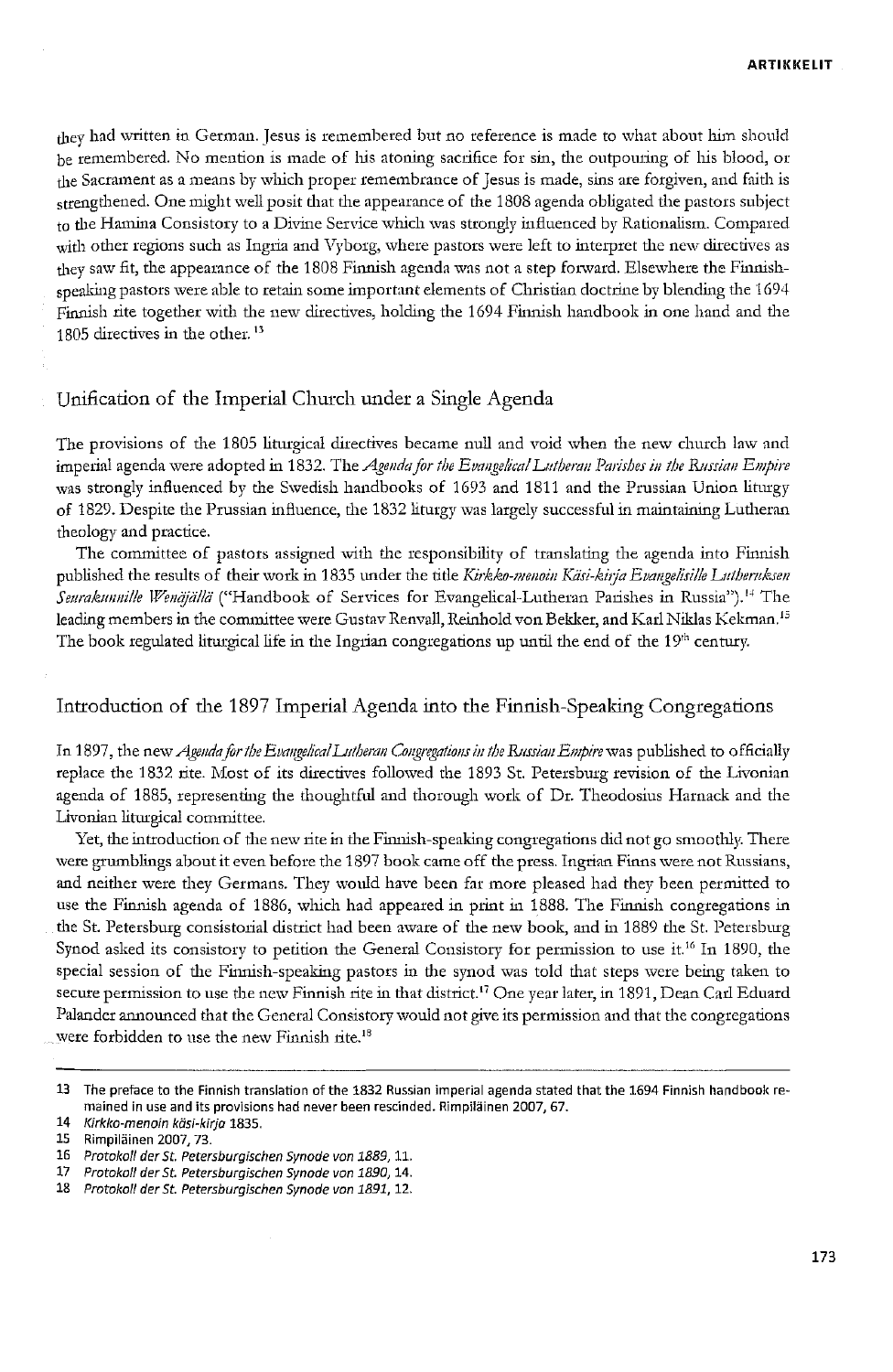they had written in German. Jesus is remembered but no reference is made to what about him should be remembered. No mention is made of his atoning sacrifice for sin, the outpouring of his blood, or the Sacrament as a means by which proper remembrance of Jesus is made, sins are forgiven, and faith is strengthened. One might well posit that the appearance of the 1808 agenda obligated the pastors subject to the Hamina Consistory to a Divine Service which was strongly influenced by Rationalism. Compared with other regions such as Ingria and Vyborg, where pastors were left to interpret the new directives as they saw fit, the appearance of the 1808 Finnish agenda was not a step forward. Elsewhere the Finnish-speaking pastors were able to retain some important elements of Christian doctrine by blending the 1694 Finnish rite together with the new directives, holding the 1694 Finnish handbook in one hand and the 1805 directives in the other.[13]

## Unification of the Imperial Church under a Single Agenda

The provisions of the 1805 liturgical directives became null and void when the new church law and imperial agenda were adopted in 1832. The *Agenda for the Evangelical Lutheran Parishes in the Russian Empire* was strongly influenced by the Swedish handbooks of 1693 and 1811 and the Prussian Union liturgy of 1829. Despite the Prussian influence, the 1832 liturgy was largely successful in maintaining Lutheran theology and practice.

The committee of pastors assigned with the responsibility of translating the agenda into Finnish published the results of their work in 1835 under the title *Kirkko-menoin Käsi-kirja Evangelisille Lutheruksen Seurakunnille Wenäjällä* ("Handbook of Services for Evangelical-Lutheran Parishes in Russia").[14] The leading members in the committee were Gustav Renvall, Reinhold von Bekker, and Karl Niklas Kekman.[15] The book regulated liturgical life in the Ingrian congregations up until the end of the 19th century.

## Introduction of the 1897 Imperial Agenda into the Finnish-Speaking Congregations

In 1897, the new *Agenda for the Evangelical Lutheran Congregations in the Russian Empire* was published to officially replace the 1832 rite. Most of its directives followed the 1893 St. Petersburg revision of the Livonian agenda of 1885, representing the thoughtful and thorough work of Dr. Theodosius Harnack and the Livonian liturgical committee.

Yet, the introduction of the new rite in the Finnish-speaking congregations did not go smoothly. There were grumblings about it even before the 1897 book came off the press. Ingrian Finns were not Russians, and neither were they Germans. They would have been far more pleased had they been permitted to use the Finnish agenda of 1886, which had appeared in print in 1888. The Finnish congregations in the St. Petersburg consistorial district had been aware of the new book, and in 1889 the St. Petersburg Synod asked its consistory to petition the General Consistory for permission to use it.[16] In 1890, the special session of the Finnish-speaking pastors in the synod was told that steps were being taken to secure permission to use the new Finnish rite in that district.[17] One year later, in 1891, Dean Carl Eduard Palander announced that the General Consistory would not give its permission and that the congregations were forbidden to use the new Finnish rite.[18]

---

13 The preface to the Finnish translation of the 1832 Russian imperial agenda stated that the 1694 Finnish handbook remained in use and its provisions had never been rescinded. Rimpiläinen 2007, 67.

14 *Kirkko-menoin käsi-kirja* 1835.

15 Rimpiläinen 2007, 73.

16 *Protokoll der St. Petersburgischen Synode von 1889*, 11.

17 *Protokoll der St. Petersburgischen Synode von 1890*, 14.

18 *Protokoll der St. Petersburgischen Synode von 1891*, 12.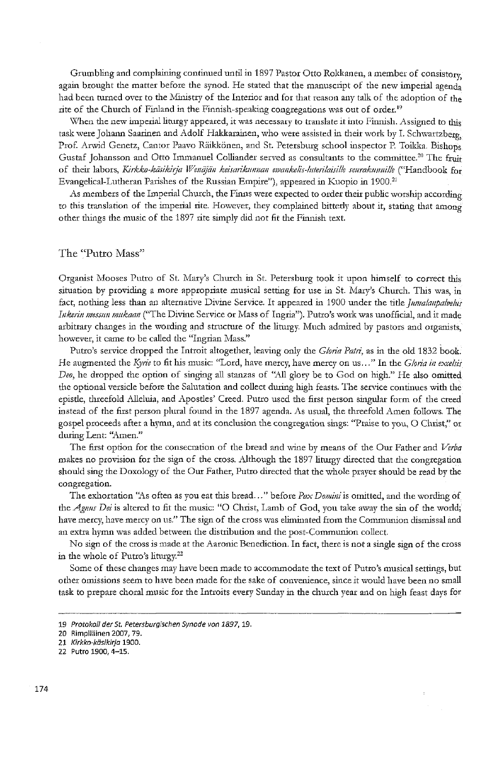Grumbling and complaining continued until in 1897 Pastor Otto Rokkanen, a member of consistory, again brought the matter before the synod. He stated that the manuscript of the new imperial agenda had been turned over to the Ministry of the Interior and for that reason any talk of the adoption of the rite of the Church of Finland in the Finnish-speaking congregations was out of order.[19]

When the new imperial liturgy appeared, it was necessary to translate it into Finnish. Assigned to this task were Johann Saarinen and Adolf Hakkarainen, who were assisted in their work by I. Schwartzberg, Prof. Arwid Genetz, Cantor Paavo Räikkönen, and St. Petersburg school inspector P. Toikka. Bishops Gustaf Johansson and Otto Immanuel Colliander served as consultants to the committee.[20] The fruit of their labors, *Kirkko-käsikirja Wenäjän keisarikunnan ewankelis-luterilaisille seurakunnille* ("Handbook for Evangelical-Lutheran Parishes of the Russian Empire"), appeared in Kuopio in 1900.[21]

As members of the Imperial Church, the Finns were expected to order their public worship according to this translation of the imperial rite. However, they complained bitterly about it, stating that among other things the music of the 1897 rite simply did not fit the Finnish text.

## The "Putro Mass"

Organist Mooses Putro of St. Mary's Church in St. Petersburg took it upon himself to correct this situation by providing a more appropriate musical setting for use in St. Mary's Church. This was, in fact, nothing less than an alternative Divine Service. It appeared in 1900 under the title *Jumalanpalvelus Inkerin messun mukaan* ("The Divine Service or Mass of Ingria"). Putro's work was unofficial, and it made arbitrary changes in the wording and structure of the liturgy. Much admired by pastors and organists, however, it came to be called the "Ingrian Mass."

Putro's service dropped the Introit altogether, leaving only the *Gloria Patri*, as in the old 1832 book. He augmented the *Kyrie* to fit his music: "Lord, have mercy, have mercy on us..." In the *Gloria in excelsis Deo*, he dropped the option of singing all stanzas of "All glory be to God on high." He also omitted the optional versicle before the Salutation and collect during high feasts. The service continues with the epistle, threefold Alleluia, and Apostles' Creed. Putro used the first person singular form of the creed instead of the first person plural found in the 1897 agenda. As usual, the threefold Amen follows. The gospel proceeds after a hymn, and at its conclusion the congregation sings: "Praise to you, O Christ," or during Lent: "Amen."

The first option for the consecration of the bread and wine by means of the Our Father and *Verba* makes no provision for the sign of the cross. Although the 1897 liturgy directed that the congregation should sing the Doxology of the Our Father, Putro directed that the whole prayer should be read by the congregation.

The exhortation "As often as you eat this bread..." before *Pax Domini* is omitted, and the wording of the *Agnus Dei* is altered to fit the music: "O Christ, Lamb of God, you take away the sin of the world; have mercy, have mercy on us." The sign of the cross was eliminated from the Communion dismissal and an extra hymn was added between the distribution and the post-Communion collect.

No sign of the cross is made at the Aaronic Benediction. In fact, there is not a single sign of the cross in the whole of Putro's liturgy.[22]

Some of these changes may have been made to accommodate the text of Putro's musical settings, but other omissions seem to have been made for the sake of convenience, since it would have been no small task to prepare choral music for the Introits every Sunday in the church year and on high feast days for

---

19 *Protokoll der St. Petersburgischen Synode von 1897*, 19.
20 Rimpiläinen 2007, 79.
21 *Kirkko-käsikirja* 1900.
22 Putro 1900, 4–15.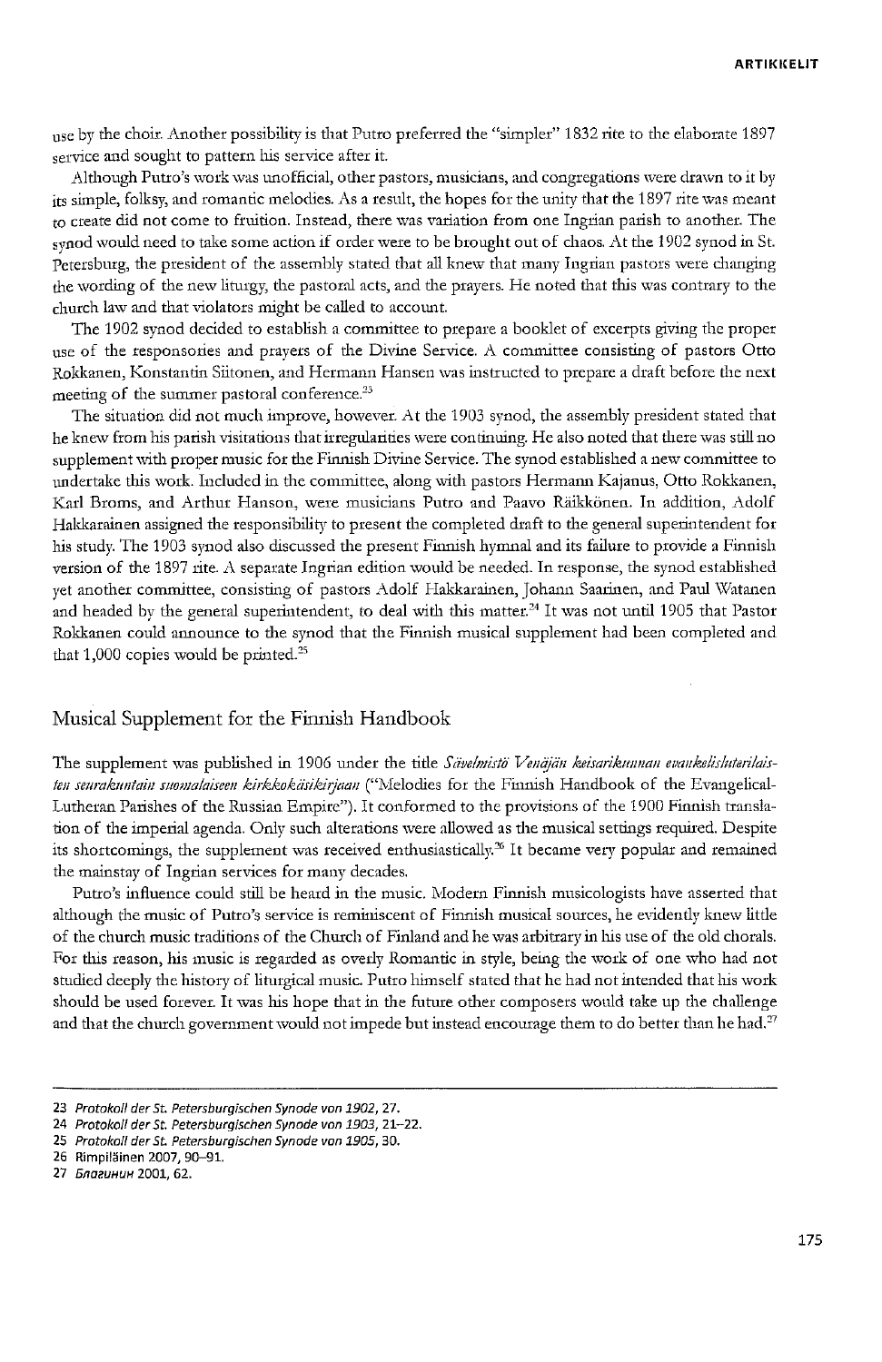use by the choir. Another possibility is that Putro preferred the "simpler" 1832 rite to the elaborate 1897 service and sought to pattern his service after it.

Although Putro's work was unofficial, other pastors, musicians, and congregations were drawn to it by its simple, folksy, and romantic melodies. As a result, the hopes for the unity that the 1897 rite was meant to create did not come to fruition. Instead, there was variation from one Ingrian parish to another. The synod would need to take some action if order were to be brought out of chaos. At the 1902 synod in St. Petersburg, the president of the assembly stated that all knew that many Ingrian pastors were changing the wording of the new liturgy, the pastoral acts, and the prayers. He noted that this was contrary to the church law and that violators might be called to account.

The 1902 synod decided to establish a committee to prepare a booklet of excerpts giving the proper use of the responsories and prayers of the Divine Service. A committee consisting of pastors Otto Rokkanen, Konstantin Siitonen, and Hermann Hansen was instructed to prepare a draft before the next meeting of the summer pastoral conference.[23]

The situation did not much improve, however. At the 1903 synod, the assembly president stated that he knew from his parish visitations that irregularities were continuing. He also noted that there was still no supplement with proper music for the Finnish Divine Service. The synod established a new committee to undertake this work. Included in the committee, along with pastors Hermann Kajanus, Otto Rokkanen, Karl Broms, and Arthur Hanson, were musicians Putro and Paavo Räikkönen. In addition, Adolf Hakkarainen assigned the responsibility to present the completed draft to the general superintendent for his study. The 1903 synod also discussed the present Finnish hymnal and its failure to provide a Finnish version of the 1897 rite. A separate Ingrian edition would be needed. In response, the synod established yet another committee, consisting of pastors Adolf Hakkarainen, Johann Saarinen, and Paul Watanen and headed by the general superintendent, to deal with this matter.[24] It was not until 1905 that Pastor Rokkanen could announce to the synod that the Finnish musical supplement had been completed and that 1,000 copies would be printed.[25]

## Musical Supplement for the Finnish Handbook

The supplement was published in 1906 under the title *Sävelmistö Venäjän keisarikunnan evankelisluterilaisten seurakuntain suomalaiseen kirkkokäsikirjaan* ("Melodies for the Finnish Handbook of the Evangelical-Lutheran Parishes of the Russian Empire"). It conformed to the provisions of the 1900 Finnish translation of the imperial agenda. Only such alterations were allowed as the musical settings required. Despite its shortcomings, the supplement was received enthusiastically.[26] It became very popular and remained the mainstay of Ingrian services for many decades.

Putro's influence could still be heard in the music. Modern Finnish musicologists have asserted that although the music of Putro's service is reminiscent of Finnish musical sources, he evidently knew little of the church music traditions of the Church of Finland and he was arbitrary in his use of the old chorals. For this reason, his music is regarded as overly Romantic in style, being the work of one who had not studied deeply the history of liturgical music. Putro himself stated that he had not intended that his work should be used forever. It was his hope that in the future other composers would take up the challenge and that the church government would not impede but instead encourage them to do better than he had.[27]

---

23 *Protokoll der St. Petersburgischen Synode von 1902*, 27.

24 *Protokoll der St. Petersburgischen Synode von 1903*, 21–22.

25 *Protokoll der St. Petersburgischen Synode von 1905*, 30.

26 Rimpiläinen 2007, 90–91.

27 *Благинин* 2001, 62.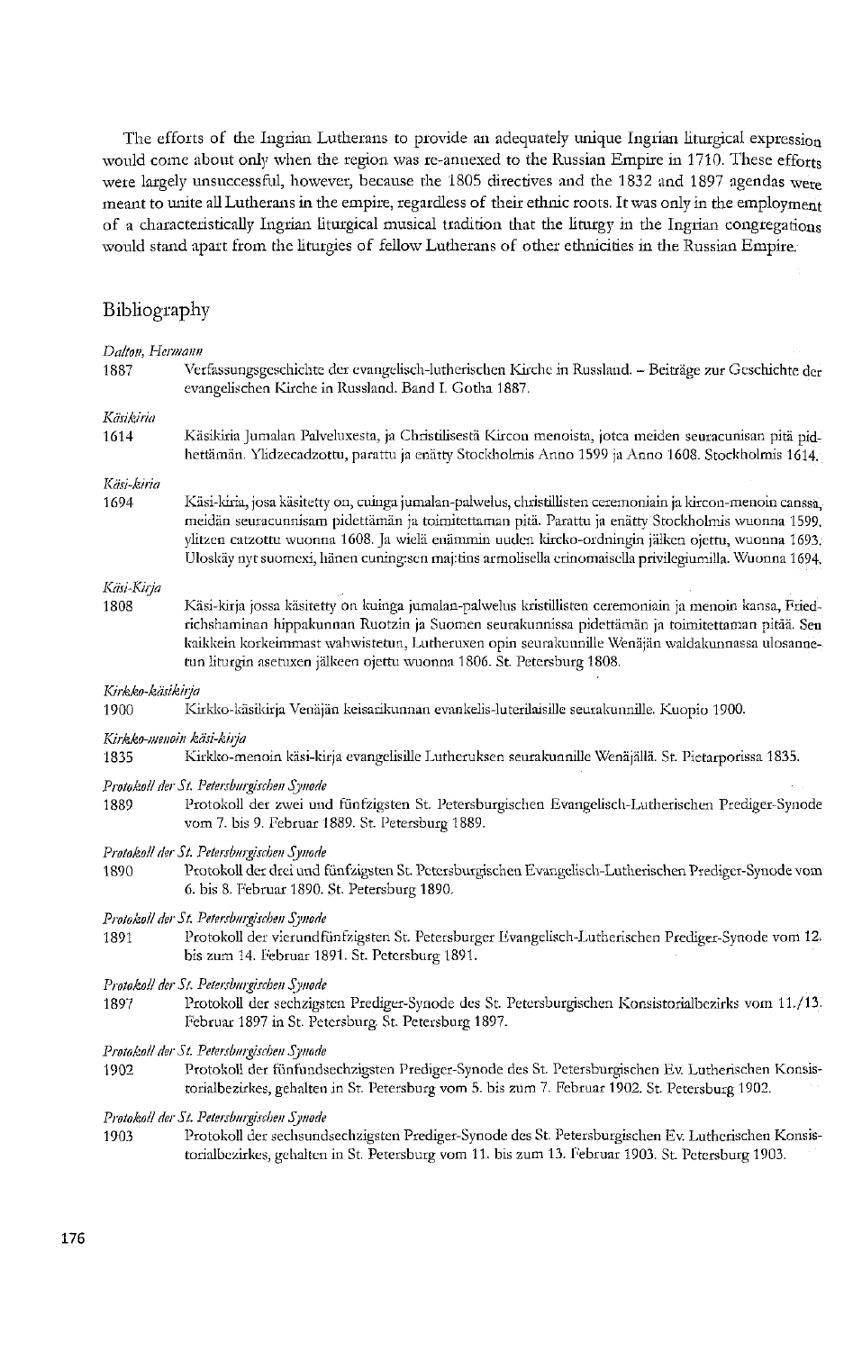The efforts of the Ingrian Lutherans to provide an adequately unique Ingrian liturgical expression would come about only when the region was re-annexed to the Russian Empire in 1710. These efforts were largely unsuccessful, however, because the 1805 directives and the 1832 and 1897 agendas were meant to unite all Lutherans in the empire, regardless of their ethnic roots. It was only in the employment of a characteristically Ingrian liturgical musical tradition that the liturgy in the Ingrian congregations would stand apart from the liturgies of fellow Lutherans of other ethnicities in the Russian Empire.

## Bibliography

*Dalton, Hermann*

1887 Verfassungsgeschichte der evangelisch-lutherischen Kirche in Russland. – Beiträge zur Geschichte der evangelischen Kirche in Russland. Band I. Gotha 1887.

*Käsikiria*

1614 Käsikiria Jumalan Palveluxesta, ja Christilisestä Kircon menoista, jotca meiden seuracunisan pitä pidhettämän. Ylidzecadzottu, parattu ja enätty Stockholmis Anno 1599 ja Anno 1608. Stockholmis 1614.

*Käsi-kiria*

1694 Käsi-kiria, josa käsitetty on, cuinga jumalan-palwelus, christillisten ceremoniain ja kircon-menoin canssa, meidän seuracunnisam pidettämän ja toimitettaman pitä. Parattu ja enätty Stockholmis wuonna 1599. ylitzen catzottu wuonna 1608. Ja wielä enämmin uuden kircko-ordningin jälken ojettu, wuonna 1693. Uloskäy nyt suomexi, hänen cuningsen maj:tins armolisella erinomaisella privilegiumilla. Wuonna 1694.

*Käsi-Kirja*

1808 Käsi-kirja jossa käsitetty on kuinga jumalan-palwelus kristillisten ceremoniain ja menoin kansa, Friedrichshaminan hippakunnan Ruotzin ja Suomen seurakunnissa pidettämän ja toimitettaman pitää. Sen kaikkein korkeimmast wahwistetun, Lutheruxen opin seurakunnille Wenäjän waldakunnassa ulosannetun liturgin asetuxen jälkeen ojettu wuonna 1806. St. Petersburg 1808.

*Kirkko-käsikirja*

1900 Kirkko-käsikirja Venäjän keisarikunnan evankelis-luterilaisille seurakunnille. Kuopio 1900.

*Kirkko-menoin käsi-kirja*

1835 Kirkko-menoin käsi-kirja evangelisille Lutheruksen seurakunnille Wenäjällä. St. Pietarporissa 1835.

*Protokoll der St. Petersburgischen Synode*

1889 Protokoll der zwei und fünfzigsten St. Petersburgischen Evangelisch-Lutherischen Prediger-Synode vom 7. bis 9. Februar 1889. St. Petersburg 1889.

*Protokoll der St. Petersburgischen Synode*

1890 Protokoll der drei und fünfzigsten St. Petersburgischen Evangelisch-Lutherischen Prediger-Synode vom 6. bis 8. Februar 1890. St. Petersburg 1890.

*Protokoll der St. Petersburgischen Synode*

1891 Protokoll der vierundfünfzigsten St. Petersburger Evangelisch-Lutherischen Prediger-Synode vom 12. bis zum 14. Februar 1891. St. Petersburg 1891.

*Protokoll der St. Petersburgischen Synode*

1897 Protokoll der sechzigsten Prediger-Synode des St. Petersburgischen Konsistorialbezirks vom 11./13. Februar 1897 in St. Petersburg. St. Petersburg 1897.

*Protokoll der St. Petersburgischen Synode*

1902 Protokoll der fünfundsechzigsten Prediger-Synode des St. Petersburgischen Ev. Lutherischen Konsistorialbezirkes, gehalten in St. Petersburg vom 5. bis zum 7. Februar 1902. St. Petersburg 1902.

*Protokoll der St. Petersburgischen Synode*

1903 Protokoll der sechsundsechzigsten Prediger-Synode des St. Petersburgischen Ev. Lutherischen Konsistorialbezirkes, gehalten in St. Petersburg vom 11. bis zum 13. Februar 1903. St. Petersburg 1903.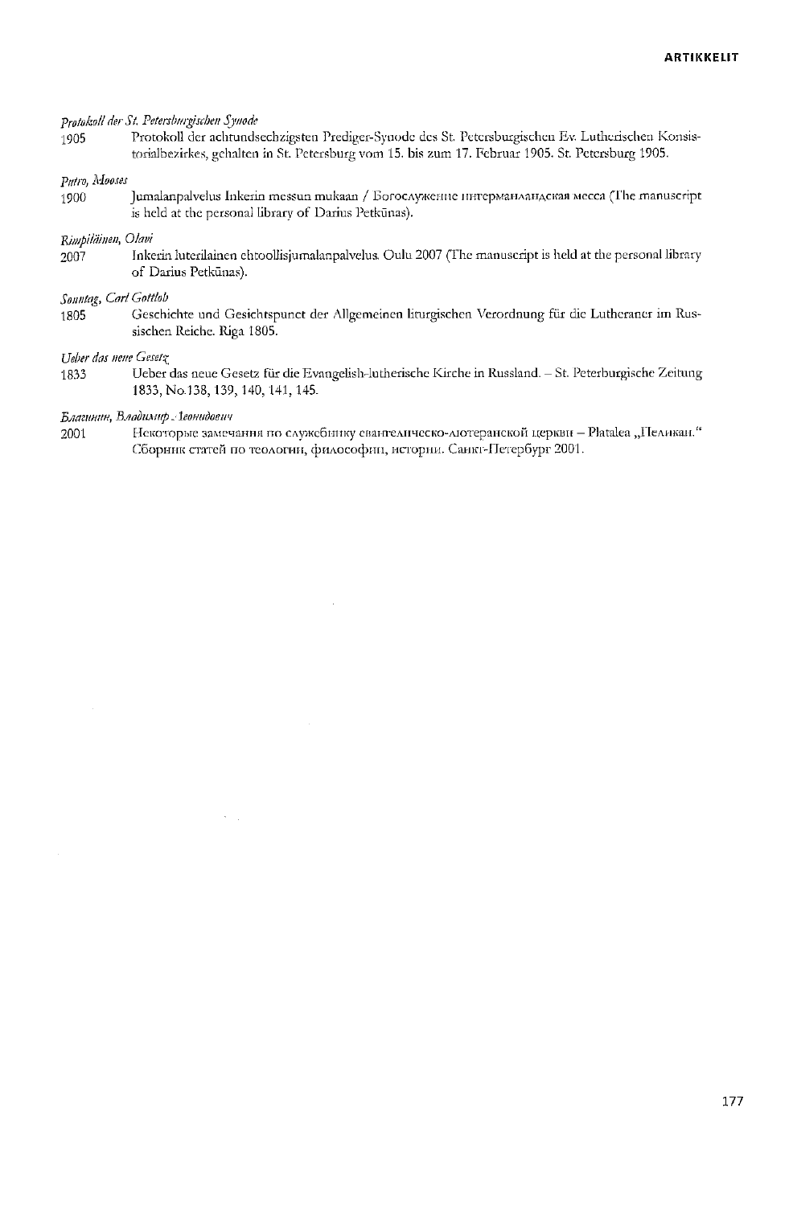*Protokoll der St. Petersburgischen Synode*

1905 Protokoll der achtundsechzigsten Prediger-Synode des St. Petersburgischen Ev. Lutherischen Konsistorialbezirkes, gehalten in St. Petersburg vom 15. bis zum 17. Februar 1905. St. Petersburg 1905.

*Putro, Mooses*

1900 Jumalanpalvelus Inkerin messun mukaan / Богослужение интерманландская месса (The manuscript is held at the personal library of Darius Petkūnas).

*Rimpiläinen, Olavi*

2007 Inkerin luterilainen ehtoollisjumalanpalvelus. Oulu 2007 (The manuscript is held at the personal library of Darius Petkūnas).

*Sonntag, Carl Gottlob*

1805 Geschichte und Gesichtspunct der Allgemeinen liturgischen Verordnung für die Lutheraner im Russischen Reiche. Riga 1805.

*Ueber das neue Gesetz*

1833 Ueber das neue Gesetz für die Evangelish-lutherische Kirche in Russland. – St. Peterburgische Zeitung 1833, No.138, 139, 140, 141, 145.

*Благинин, Владимир Леонидович*

2001 Некоторые замечания по служебнику евангелическо-лютеранской церкви – Platalea „Пеликан." Сборник статей по теологии, философии, истории. Санкт-Петербург 2001.